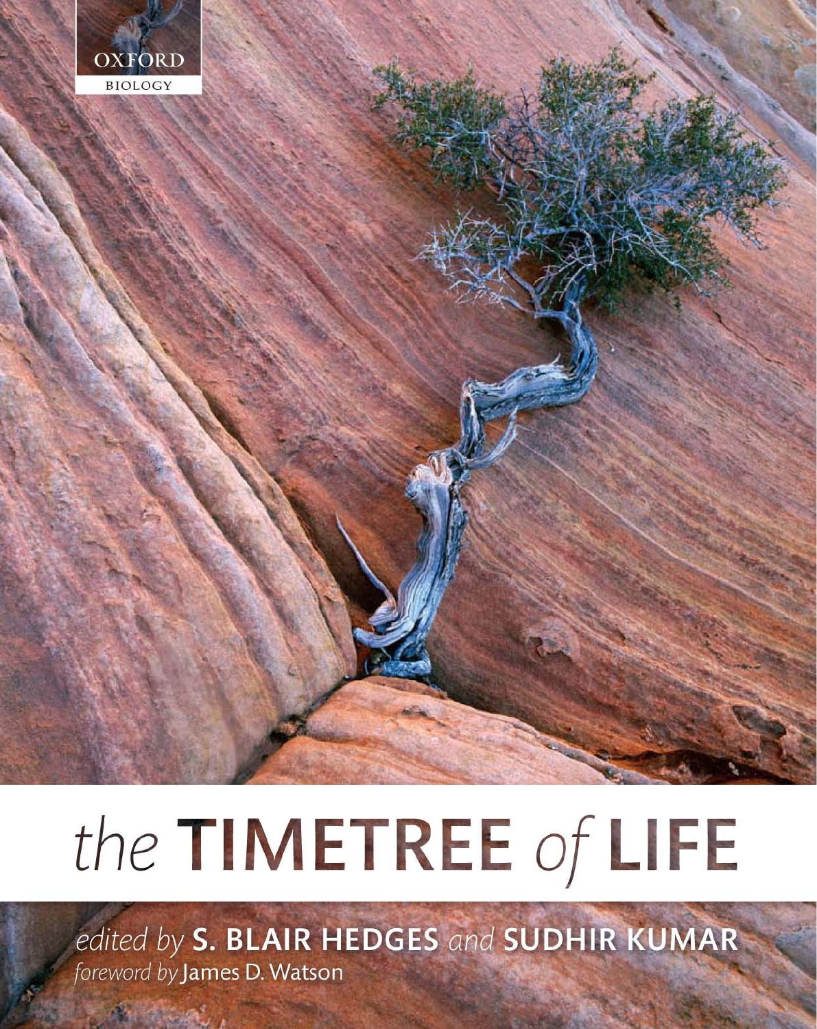OXFORD
BIOLOGY

# the TIMETREE of LIFE

*edited by* **S. BLAIR HEDGES** *and* **SUDHIR KUMAR**

*foreword by* James D. Watson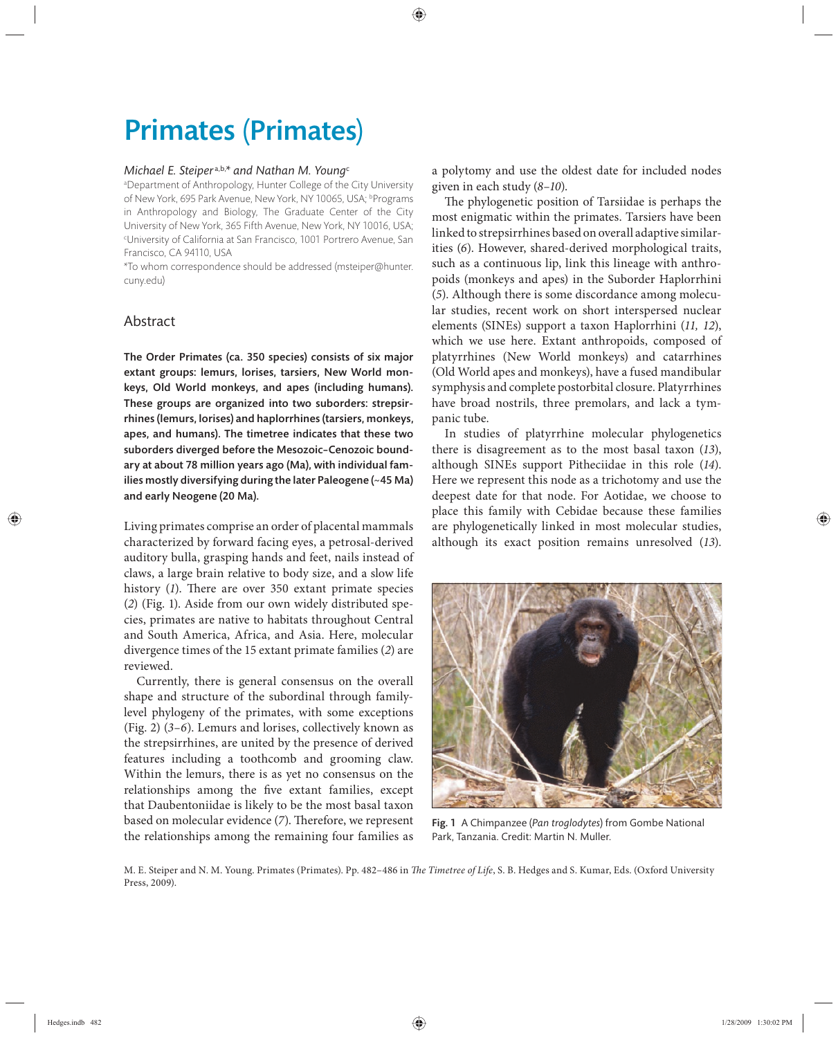# Primates (Primates)

*Michael E. Steiper*[a,b,*] *and Nathan M. Young*[c]

[a]Department of Anthropology, Hunter College of the City University of New York, 695 Park Avenue, New York, NY 10065, USA; [b]Programs in Anthropology and Biology, The Graduate Center of the City University of New York, 365 Fifth Avenue, New York, NY 10016, USA; [c]University of California at San Francisco, 1001 Portrero Avenue, San Francisco, CA 94110, USA

*To whom correspondence should be addressed (msteiper@hunter.cuny.edu)

## Abstract

**The Order Primates (ca. 350 species) consists of six major extant groups: lemurs, lorises, tarsiers, New World monkeys, Old World monkeys, and apes (including humans). These groups are organized into two suborders: strepsirrhines (lemurs, lorises) and haplorrhines (tarsiers, monkeys, apes, and humans). The timetree indicates that these two suborders diverged before the Mesozoic–Cenozoic boundary at about 78 million years ago (Ma), with individual families mostly diversifying during the later Paleogene (~45 Ma) and early Neogene (20 Ma).**

Living primates comprise an order of placental mammals characterized by forward facing eyes, a petrosal-derived auditory bulla, grasping hands and feet, nails instead of claws, a large brain relative to body size, and a slow life history (*1*). There are over 350 extant primate species (*2*) (Fig. 1). Aside from our own widely distributed species, primates are native to habitats throughout Central and South America, Africa, and Asia. Here, molecular divergence times of the 15 extant primate families (*2*) are reviewed.

Currently, there is general consensus on the overall shape and structure of the subordinal through family-level phylogeny of the primates, with some exceptions (Fig. 2) (*3–6*). Lemurs and lorises, collectively known as the strepsirrhines, are united by the presence of derived features including a toothcomb and grooming claw. Within the lemurs, there is as yet no consensus on the relationships among the five extant families, except that Daubentoniidae is likely to be the most basal taxon based on molecular evidence (*7*). Therefore, we represent the relationships among the remaining four families as a polytomy and use the oldest date for included nodes given in each study (*8–10*).

The phylogenetic position of Tarsiidae is perhaps the most enigmatic within the primates. Tarsiers have been linked to strepsirrhines based on overall adaptive similarities (*6*). However, shared-derived morphological traits, such as a continuous lip, link this lineage with anthropoids (monkeys and apes) in the Suborder Haplorrhini (*5*). Although there is some discordance among molecular studies, recent work on short interspersed nuclear elements (SINEs) support a taxon Haplorrhini (*11, 12*), which we use here. Extant anthropoids, composed of platyrrhines (New World monkeys) and catarrhines (Old World apes and monkeys), have a fused mandibular symphysis and complete postorbital closure. Platyrrhines have broad nostrils, three premolars, and lack a tympanic tube.

In studies of platyrrhine molecular phylogenetics there is disagreement as to the most basal taxon (*13*), although SINEs support Pitheciidae in this role (*14*). Here we represent this node as a trichotomy and use the deepest date for that node. For Aotidae, we choose to place this family with Cebidae because these families are phylogenetically linked in most molecular studies, although its exact position remains unresolved (*13*).

**Fig. 1** A Chimpanzee (*Pan troglodytes*) from Gombe National Park, Tanzania. Credit: Martin N. Muller.

M. E. Steiper and N. M. Young. Primates (Primates). Pp. 482–486 in *The Timetree of Life*, S. B. Hedges and S. Kumar, Eds. (Oxford University Press, 2009).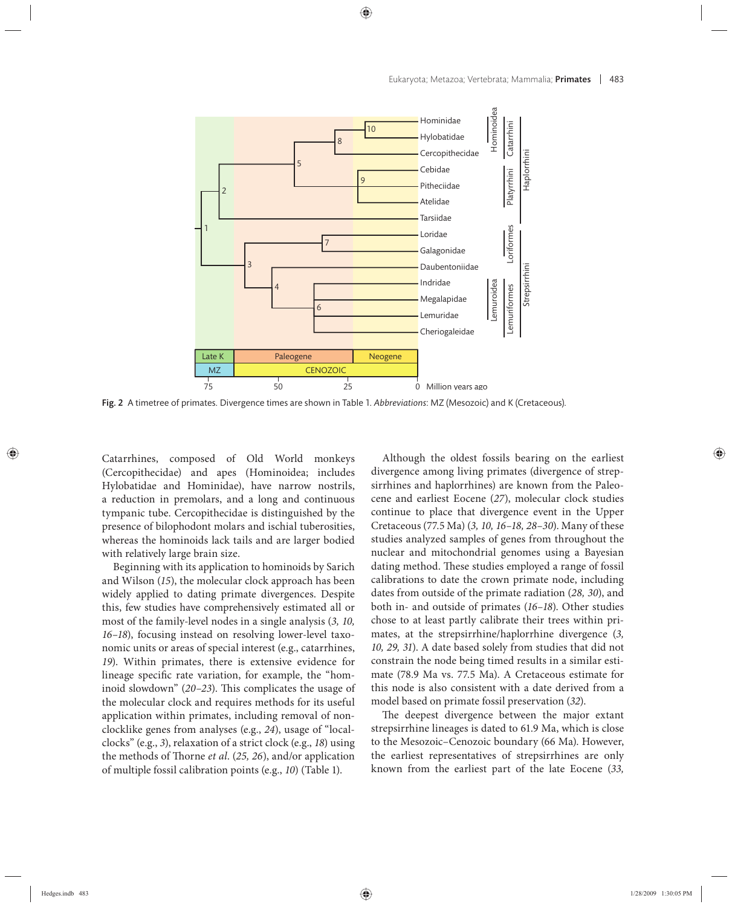Fig. 2 A timetree of primates. Divergence times are shown in Table 1. *Abbreviations*: MZ (Mesozoic) and K (Cretaceous).

Catarrhines, composed of Old World monkeys (Cercopithecidae) and apes (Hominoidea; includes Hylobatidae and Hominidae), have narrow nostrils, a reduction in premolars, and a long and continuous tympanic tube. Cercopithecidae is distinguished by the presence of bilophodont molars and ischial tuberosities, whereas the hominoids lack tails and are larger bodied with relatively large brain size.

Beginning with its application to hominoids by Sarich and Wilson (*15*), the molecular clock approach has been widely applied to dating primate divergences. Despite this, few studies have comprehensively estimated all or most of the family-level nodes in a single analysis (*3, 10, 16–18*), focusing instead on resolving lower-level taxonomic units or areas of special interest (e.g., catarrhines, *19*). Within primates, there is extensive evidence for lineage specific rate variation, for example, the "hominoid slowdown" (*20–23*). This complicates the usage of the molecular clock and requires methods for its useful application within primates, including removal of non-clocklike genes from analyses (e.g., *24*), usage of "local-clocks" (e.g., *3*), relaxation of a strict clock (e.g., *18*) using the methods of Thorne *et al*. (*25, 26*), and/or application of multiple fossil calibration points (e.g., *10*) (Table 1).

Although the oldest fossils bearing on the earliest divergence among living primates (divergence of strepsirrhines and haplorrhines) are known from the Paleocene and earliest Eocene (*27*), molecular clock studies continue to place that divergence event in the Upper Cretaceous (77.5 Ma) (*3, 10, 16–18, 28–30*). Many of these studies analyzed samples of genes from throughout the nuclear and mitochondrial genomes using a Bayesian dating method. These studies employed a range of fossil calibrations to date the crown primate node, including dates from outside of the primate radiation (*28, 30*), and both in- and outside of primates (*16–18*). Other studies chose to at least partly calibrate their trees within primates, at the strepsirrhine/haplorrhine divergence (*3, 10, 29, 31*). A date based solely from studies that did not constrain the node being timed results in a similar estimate (78.9 Ma vs. 77.5 Ma). A Cretaceous estimate for this node is also consistent with a date derived from a model based on primate fossil preservation (*32*).

The deepest divergence between the major extant strepsirrhine lineages is dated to 61.9 Ma, which is close to the Mesozoic–Cenozoic boundary (66 Ma). However, the earliest representatives of strepsirrhines are only known from the earliest part of the late Eocene (*33,*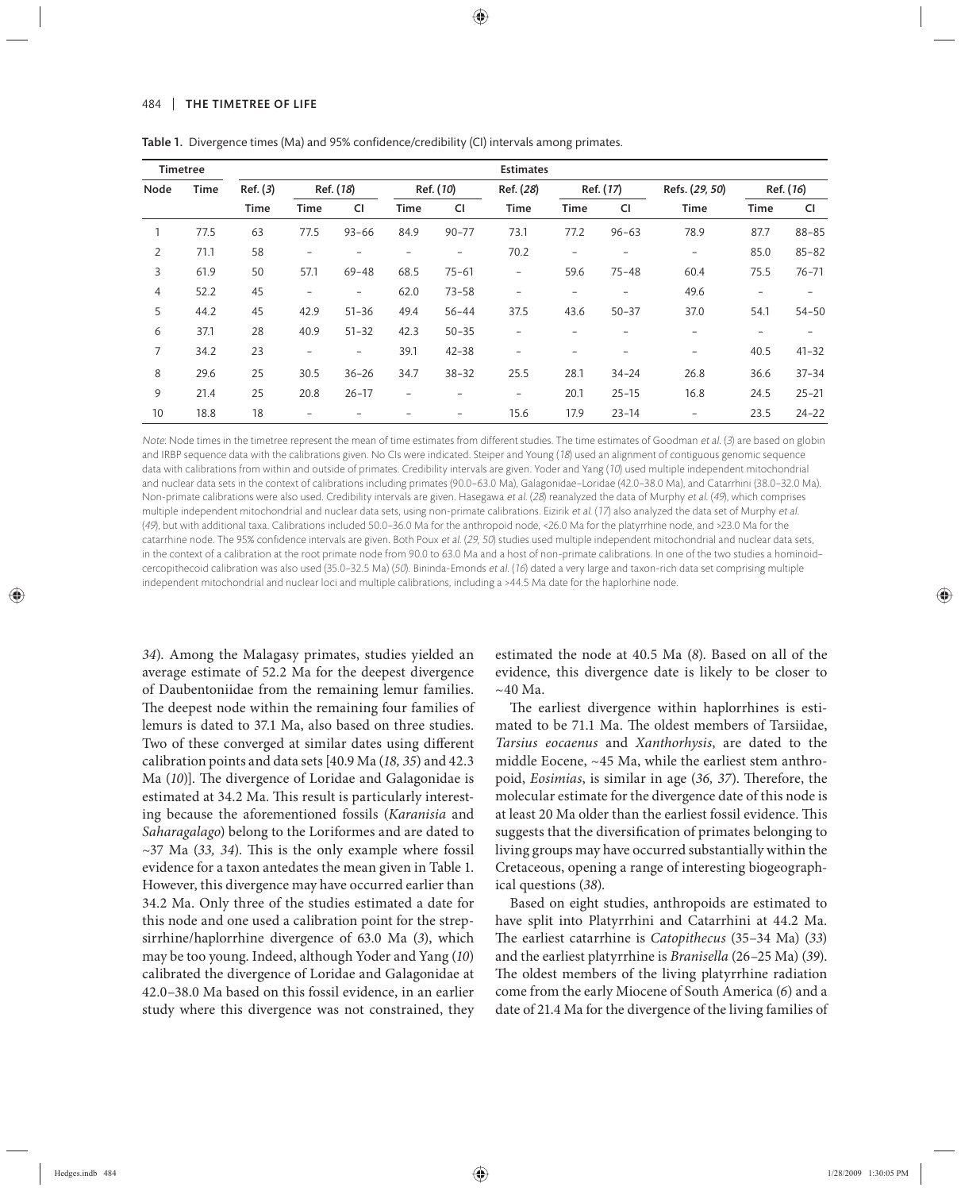**Table 1.** Divergence times (Ma) and 95% confidence/credibility (CI) intervals among primates.

| Timetree | | Estimates | | | | | | | | | | | |
|---|---|---|---|---|---|---|---|---|---|---|---|---|---|
| Node | Time | Ref. (*3*) | Ref. (*18*) | | Ref. (*10*) | | Ref. (*28*) | Ref. (*17*) | | Refs. (*29, 50*) | Ref. (*16*) | |
| | | Time | Time | CI | Time | CI | Time | Time | CI | Time | Time | CI |
| 1 | 77.5 | 63 | 77.5 | 93–66 | 84.9 | 90–77 | 73.1 | 77.2 | 96–63 | 78.9 | 87.7 | 88–85 |
| 2 | 71.1 | 58 | – | – | – | – | 70.2 | – | – | – | 85.0 | 85–82 |
| 3 | 61.9 | 50 | 57.1 | 69–48 | 68.5 | 75–61 | – | 59.6 | 75–48 | 60.4 | 75.5 | 76–71 |
| 4 | 52.2 | 45 | – | – | 62.0 | 73–58 | – | – | – | 49.6 | – | – |
| 5 | 44.2 | 45 | 42.9 | 51–36 | 49.4 | 56–44 | 37.5 | 43.6 | 50–37 | 37.0 | 54.1 | 54–50 |
| 6 | 37.1 | 28 | 40.9 | 51–32 | 42.3 | 50–35 | – | – | – | – | – | – |
| 7 | 34.2 | 23 | – | – | 39.1 | 42–38 | – | – | – | – | 40.5 | 41–32 |
| 8 | 29.6 | 25 | 30.5 | 36–26 | 34.7 | 38–32 | 25.5 | 28.1 | 34–24 | 26.8 | 36.6 | 37–34 |
| 9 | 21.4 | 25 | 20.8 | 26–17 | – | – | – | 20.1 | 25–15 | 16.8 | 24.5 | 25–21 |
| 10 | 18.8 | 18 | – | – | – | – | 15.6 | 17.9 | 23–14 | – | 23.5 | 24–22 |

*Note*: Node times in the timetree represent the mean of time estimates from different studies. The time estimates of Goodman *et al.* (*3*) are based on globin and IRBP sequence data with the calibrations given. No CIs were indicated. Steiper and Young (*18*) used an alignment of contiguous genomic sequence data with calibrations from within and outside of primates. Credibility intervals are given. Yoder and Yang (*10*) used multiple independent mitochondrial and nuclear data sets in the context of calibrations including primates (90.0–63.0 Ma), Galagonidae–Loridae (42.0–38.0 Ma), and Catarrhini (38.0–32.0 Ma). Non-primate calibrations were also used. Credibility intervals are given. Hasegawa *et al.* (*28*) reanalyzed the data of Murphy *et al.* (*49*), which comprises multiple independent mitochondrial and nuclear data sets, using non-primate calibrations. Eizirik *et al.* (*17*) also analyzed the data set of Murphy *et al.* (*49*), but with additional taxa. Calibrations included 50.0–36.0 Ma for the anthropoid node, <26.0 Ma for the platyrrhine node, and >23.0 Ma for the catarrhine node. The 95% confidence intervals are given. Both Poux *et al.* (*29, 50*) studies used multiple independent mitochondrial and nuclear data sets, in the context of a calibration at the root primate node from 90.0 to 63.0 Ma and a host of non-primate calibrations. In one of the two studies a hominoid–cercopithecoid calibration was also used (35.0–32.5 Ma) (*50*). Bininda-Emonds *et al.* (*16*) dated a very large and taxon-rich data set comprising multiple independent mitochondrial and nuclear loci and multiple calibrations, including a >44.5 Ma date for the haplorhine node.

*34*). Among the Malagasy primates, studies yielded an average estimate of 52.2 Ma for the deepest divergence of Daubentoniidae from the remaining lemur families. The deepest node within the remaining four families of lemurs is dated to 37.1 Ma, also based on three studies. Two of these converged at similar dates using different calibration points and data sets [40.9 Ma (*18, 35*) and 42.3 Ma (*10*)]. The divergence of Loridae and Galagonidae is estimated at 34.2 Ma. This result is particularly interesting because the aforementioned fossils (*Karanisia* and *Saharagalago*) belong to the Loriformes and are dated to ~37 Ma (*33, 34*). This is the only example where fossil evidence for a taxon antedates the mean given in Table 1. However, this divergence may have occurred earlier than 34.2 Ma. Only three of the studies estimated a date for this node and one used a calibration point for the strepsirrhine/haplorrhine divergence of 63.0 Ma (*3*), which may be too young. Indeed, although Yoder and Yang (*10*) calibrated the divergence of Loridae and Galagonidae at 42.0–38.0 Ma based on this fossil evidence, in an earlier study where this divergence was not constrained, they estimated the node at 40.5 Ma (*8*). Based on all of the evidence, this divergence date is likely to be closer to ~40 Ma.

The earliest divergence within haplorrhines is estimated to be 71.1 Ma. The oldest members of Tarsiidae, *Tarsius eocaenus* and *Xanthorhysis*, are dated to the middle Eocene, ~45 Ma, while the earliest stem anthropoid, *Eosimias*, is similar in age (*36, 37*). Therefore, the molecular estimate for the divergence date of this node is at least 20 Ma older than the earliest fossil evidence. This suggests that the diversification of primates belonging to living groups may have occurred substantially within the Cretaceous, opening a range of interesting biogeographical questions (*38*).

Based on eight studies, anthropoids are estimated to have split into Platyrrhini and Catarrhini at 44.2 Ma. The earliest catarrhine is *Catopithecus* (35–34 Ma) (*33*) and the earliest platyrrhine is *Branisella* (26–25 Ma) (*39*). The oldest members of the living platyrrhine radiation come from the early Miocene of South America (*6*) and a date of 21.4 Ma for the divergence of the living families of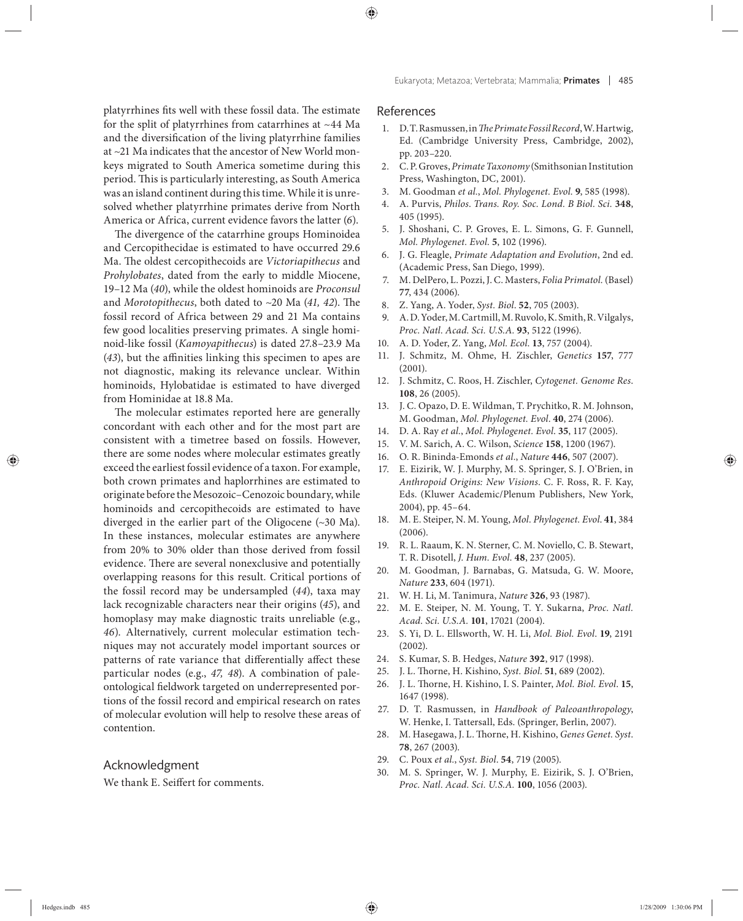platyrrhines fits well with these fossil data. The estimate for the split of platyrrhines from catarrhines at ~44 Ma and the diversification of the living platyrrhine families at ~21 Ma indicates that the ancestor of New World monkeys migrated to South America sometime during this period. This is particularly interesting, as South America was an island continent during this time. While it is unresolved whether platyrrhine primates derive from North America or Africa, current evidence favors the latter (*6*).

The divergence of the catarrhine groups Hominoidea and Cercopithecidae is estimated to have occurred 29.6 Ma. The oldest cercopithecoids are *Victoriapithecus* and *Prohylobates*, dated from the early to middle Miocene, 19–12 Ma (*40*), while the oldest hominoids are *Proconsul* and *Morotopithecus*, both dated to ~20 Ma (*41, 42*). The fossil record of Africa between 29 and 21 Ma contains few good localities preserving primates. A single hominoid-like fossil (*Kamoyapithecus*) is dated 27.8–23.9 Ma (*43*), but the affinities linking this specimen to apes are not diagnostic, making its relevance unclear. Within hominoids, Hylobatidae is estimated to have diverged from Hominidae at 18.8 Ma.

The molecular estimates reported here are generally concordant with each other and for the most part are consistent with a timetree based on fossils. However, there are some nodes where molecular estimates greatly exceed the earliest fossil evidence of a taxon. For example, both crown primates and haplorrhines are estimated to originate before the Mesozoic–Cenozoic boundary, while hominoids and cercopithecoids are estimated to have diverged in the earlier part of the Oligocene (~30 Ma). In these instances, molecular estimates are anywhere from 20% to 30% older than those derived from fossil evidence. There are several nonexclusive and potentially overlapping reasons for this result. Critical portions of the fossil record may be undersampled (*44*), taxa may lack recognizable characters near their origins (*45*), and homoplasy may make diagnostic traits unreliable (e.g., *46*). Alternatively, current molecular estimation techniques may not accurately model important sources or patterns of rate variance that differentially affect these particular nodes (e.g., *47, 48*). A combination of paleontological fieldwork targeted on underrepresented portions of the fossil record and empirical research on rates of molecular evolution will help to resolve these areas of contention.

## Acknowledgment

We thank E. Seiffert for comments.

## References

1. D. T. Rasmussen, in *The Primate Fossil Record*, W. Hartwig, Ed. (Cambridge University Press, Cambridge, 2002), pp. 203–220.
2. C. P. Groves, *Primate Taxonomy* (Smithsonian Institution Press, Washington, DC, 2001).
3. M. Goodman *et al.*, *Mol. Phylogenet. Evol.* **9**, 585 (1998).
4. A. Purvis, *Philos. Trans. Roy. Soc. Lond. B Biol. Sci.* **348**, 405 (1995).
5. J. Shoshani, C. P. Groves, E. L. Simons, G. F. Gunnell, *Mol. Phylogenet. Evol.* **5**, 102 (1996).
6. J. G. Fleagle, *Primate Adaptation and Evolution*, 2nd ed. (Academic Press, San Diego, 1999).
7. M. DelPero, L. Pozzi, J. C. Masters, *Folia Primatol.* (Basel) **77**, 434 (2006).
8. Z. Yang, A. Yoder, *Syst. Biol.* **52**, 705 (2003).
9. A. D. Yoder, M. Cartmill, M. Ruvolo, K. Smith, R. Vilgalys, *Proc. Natl. Acad. Sci. U.S.A.* **93**, 5122 (1996).
10. A. D. Yoder, Z. Yang, *Mol. Ecol.* **13**, 757 (2004).
11. J. Schmitz, M. Ohme, H. Zischler, *Genetics* **157**, 777 (2001).
12. J. Schmitz, C. Roos, H. Zischler, *Cytogenet. Genome Res.* **108**, 26 (2005).
13. J. C. Opazo, D. E. Wildman, T. Prychitko, R. M. Johnson, M. Goodman, *Mol. Phylogenet. Evol.* **40**, 274 (2006).
14. D. A. Ray *et al.*, *Mol. Phylogenet. Evol.* **35**, 117 (2005).
15. V. M. Sarich, A. C. Wilson, *Science* **158**, 1200 (1967).
16. O. R. Bininda-Emonds *et al.*, *Nature* **446**, 507 (2007).
17. E. Eizirik, W. J. Murphy, M. S. Springer, S. J. O'Brien, in *Anthropoid Origins: New Visions*. C. F. Ross, R. F. Kay, Eds. (Kluwer Academic/Plenum Publishers, New York, 2004), pp. 45–64.
18. M. E. Steiper, N. M. Young, *Mol. Phylogenet. Evol.* **41**, 384 (2006).
19. R. L. Raaum, K. N. Sterner, C. M. Noviello, C. B. Stewart, T. R. Disotell, *J. Hum. Evol.* **48**, 237 (2005).
20. M. Goodman, J. Barnabas, G. Matsuda, G. W. Moore, *Nature* **233**, 604 (1971).
21. W. H. Li, M. Tanimura, *Nature* **326**, 93 (1987).
22. M. E. Steiper, N. M. Young, T. Y. Sukarna, *Proc. Natl. Acad. Sci. U.S.A.* **101**, 17021 (2004).
23. S. Yi, D. L. Ellsworth, W. H. Li, *Mol. Biol. Evol.* **19**, 2191 (2002).
24. S. Kumar, S. B. Hedges, *Nature* **392**, 917 (1998).
25. J. L. Thorne, H. Kishino, *Syst. Biol.* **51**, 689 (2002).
26. J. L. Thorne, H. Kishino, I. S. Painter, *Mol. Biol. Evol.* **15**, 1647 (1998).
27. D. T. Rasmussen, in *Handbook of Paleoanthropology*, W. Henke, I. Tattersall, Eds. (Springer, Berlin, 2007).
28. M. Hasegawa, J. L. Thorne, H. Kishino, *Genes Genet. Syst.* **78**, 267 (2003).
29. C. Poux *et al.*, *Syst. Biol.* **54**, 719 (2005).
30. M. S. Springer, W. J. Murphy, E. Eizirik, S. J. O'Brien, *Proc. Natl. Acad. Sci. U.S.A.* **100**, 1056 (2003).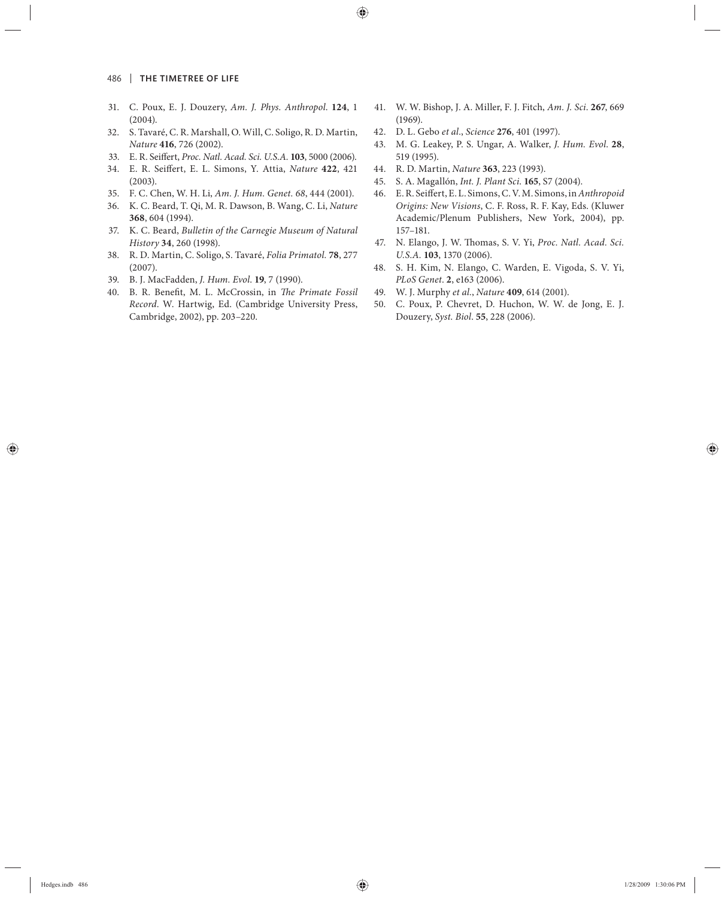31. C. Poux, E. J. Douzery, *Am. J. Phys. Anthropol.* **124**, 1 (2004).
32. S. Tavaré, C. R. Marshall, O. Will, C. Soligo, R. D. Martin, *Nature* **416**, 726 (2002).
33. E. R. Seiffert, *Proc. Natl. Acad. Sci. U.S.A.* **103**, 5000 (2006).
34. E. R. Seiffert, E. L. Simons, Y. Attia, *Nature* **422**, 421 (2003).
35. F. C. Chen, W. H. Li, *Am. J. Hum. Genet. 68*, 444 (2001).
36. K. C. Beard, T. Qi, M. R. Dawson, B. Wang, C. Li, *Nature* **368**, 604 (1994).
37. K. C. Beard, *Bulletin of the Carnegie Museum of Natural History* **34**, 260 (1998).
38. R. D. Martin, C. Soligo, S. Tavaré, *Folia Primatol.* **78**, 277 (2007).
39. B. J. MacFadden, *J. Hum. Evol.* **19**, 7 (1990).
40. B. R. Benefit, M. L. McCrossin, in *The Primate Fossil Record*. W. Hartwig, Ed. (Cambridge University Press, Cambridge, 2002), pp. 203–220.
41. W. W. Bishop, J. A. Miller, F. J. Fitch, *Am. J. Sci.* **267**, 669 (1969).
42. D. L. Gebo *et al.*, *Science* **276**, 401 (1997).
43. M. G. Leakey, P. S. Ungar, A. Walker, *J. Hum. Evol.* **28**, 519 (1995).
44. R. D. Martin, *Nature* **363**, 223 (1993).
45. S. A. Magallón, *Int. J. Plant Sci.* **165**, S7 (2004).
46. E. R. Seiffert, E. L. Simons, C. V. M. Simons, in *Anthropoid Origins: New Visions*, C. F. Ross, R. F. Kay, Eds. (Kluwer Academic/Plenum Publishers, New York, 2004), pp. 157–181.
47. N. Elango, J. W. Thomas, S. V. Yi, *Proc. Natl. Acad. Sci. U.S.A.* **103**, 1370 (2006).
48. S. H. Kim, N. Elango, C. Warden, E. Vigoda, S. V. Yi, *PLoS Genet.* **2**, e163 (2006).
49. W. J. Murphy *et al.*, *Nature* **409**, 614 (2001).
50. C. Poux, P. Chevret, D. Huchon, W. W. de Jong, E. J. Douzery, *Syst. Biol.* **55**, 228 (2006).